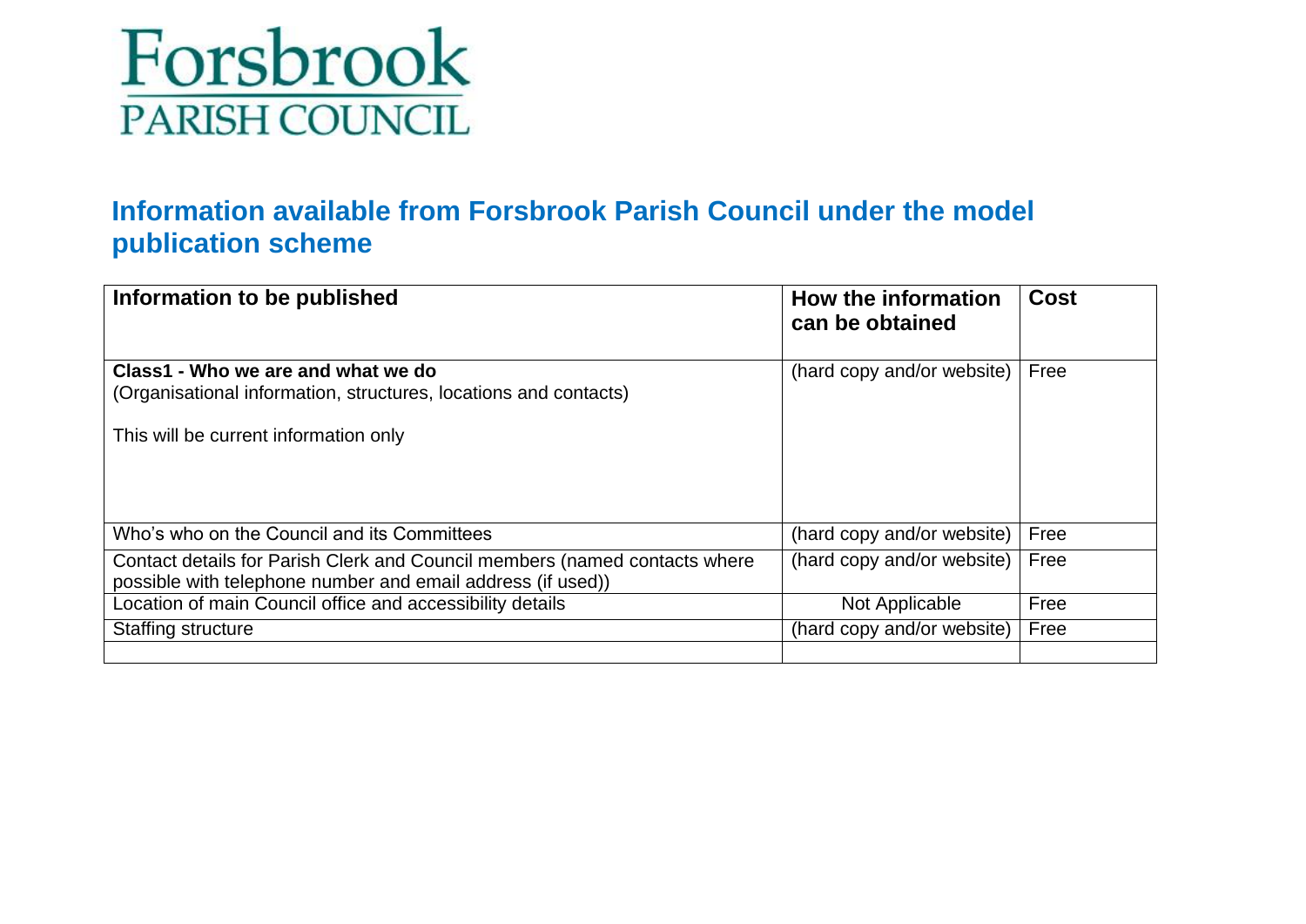# Forsbrook
## PARISH COUNCIL

## Information available from Forsbrook Parish Council under the model publication scheme

| Information to be published | How the information can be obtained | Cost |
|---|---|---|
| **Class1 - Who we are and what we do**<br>(Organisational information, structures, locations and contacts)<br><br>This will be current information only | (hard copy and/or website) | Free |
| Who's who on the Council and its Committees | (hard copy and/or website) | Free |
| Contact details for Parish Clerk and Council members (named contacts where possible with telephone number and email address (if used)) | (hard copy and/or website) | Free |
| Location of main Council office and accessibility details | Not Applicable | Free |
| Staffing structure | (hard copy and/or website) | Free |
| | | |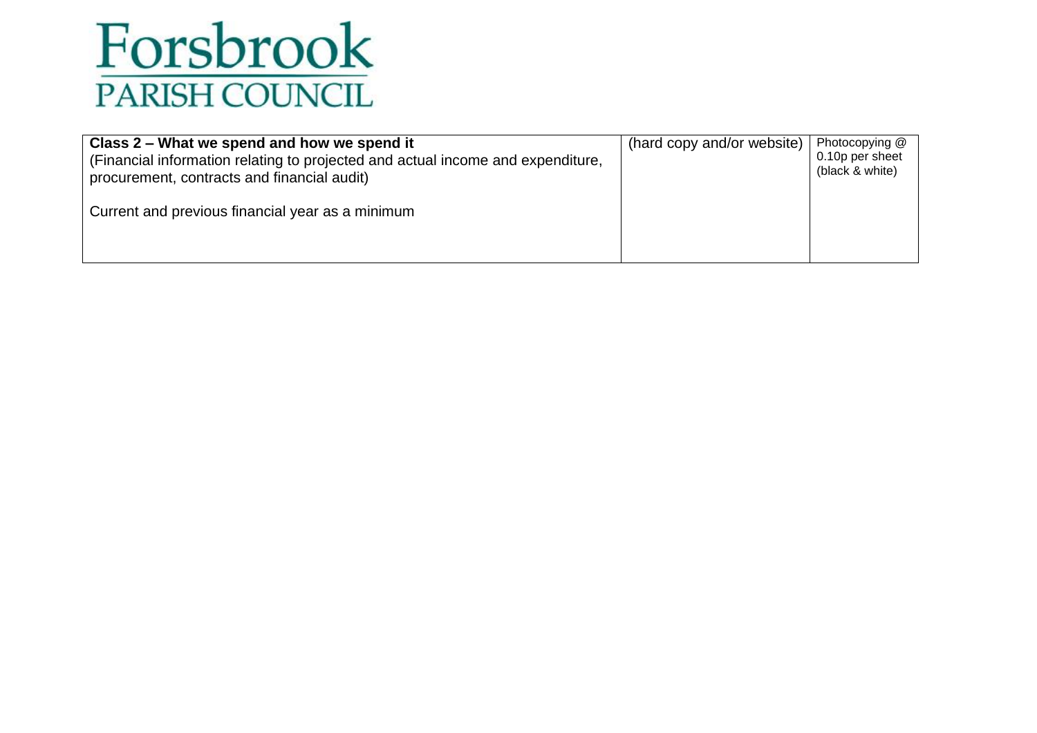# Forsbrook
## PARISH COUNCIL

| | | |
|---|---|---|
| **Class 2 – What we spend and how we spend it**<br>(Financial information relating to projected and actual income and expenditure, procurement, contracts and financial audit)<br><br>Current and previous financial year as a minimum | (hard copy and/or website) | Photocopying @ 0.10p per sheet (black & white) |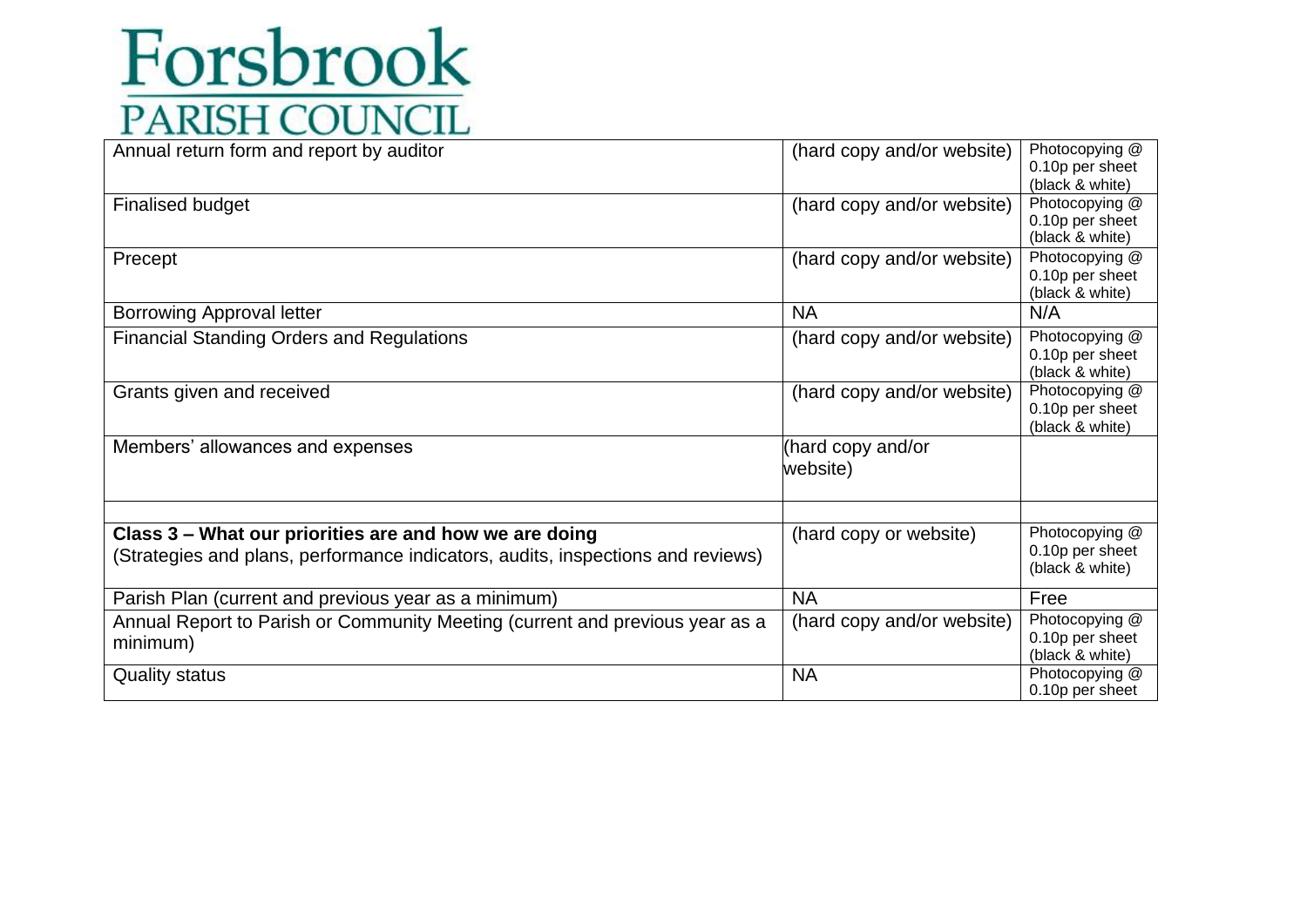# Forsbrook PARISH COUNCIL

| | | |
|---|---|---|
| Annual return form and report by auditor | (hard copy and/or website) | Photocopying @ 0.10p per sheet (black & white) |
| Finalised budget | (hard copy and/or website) | Photocopying @ 0.10p per sheet (black & white) |
| Precept | (hard copy and/or website) | Photocopying @ 0.10p per sheet (black & white) |
| Borrowing Approval letter | NA | N/A |
| Financial Standing Orders and Regulations | (hard copy and/or website) | Photocopying @ 0.10p per sheet (black & white) |
| Grants given and received | (hard copy and/or website) | Photocopying @ 0.10p per sheet (black & white) |
| Members' allowances and expenses | (hard copy and/or website) | |
| | | |
| **Class 3 – What our priorities are and how we are doing** (Strategies and plans, performance indicators, audits, inspections and reviews) | (hard copy or website) | Photocopying @ 0.10p per sheet (black & white) |
| Parish Plan (current and previous year as a minimum) | NA | Free |
| Annual Report to Parish or Community Meeting (current and previous year as a minimum) | (hard copy and/or website) | Photocopying @ 0.10p per sheet (black & white) |
| Quality status | NA | Photocopying @ 0.10p per sheet |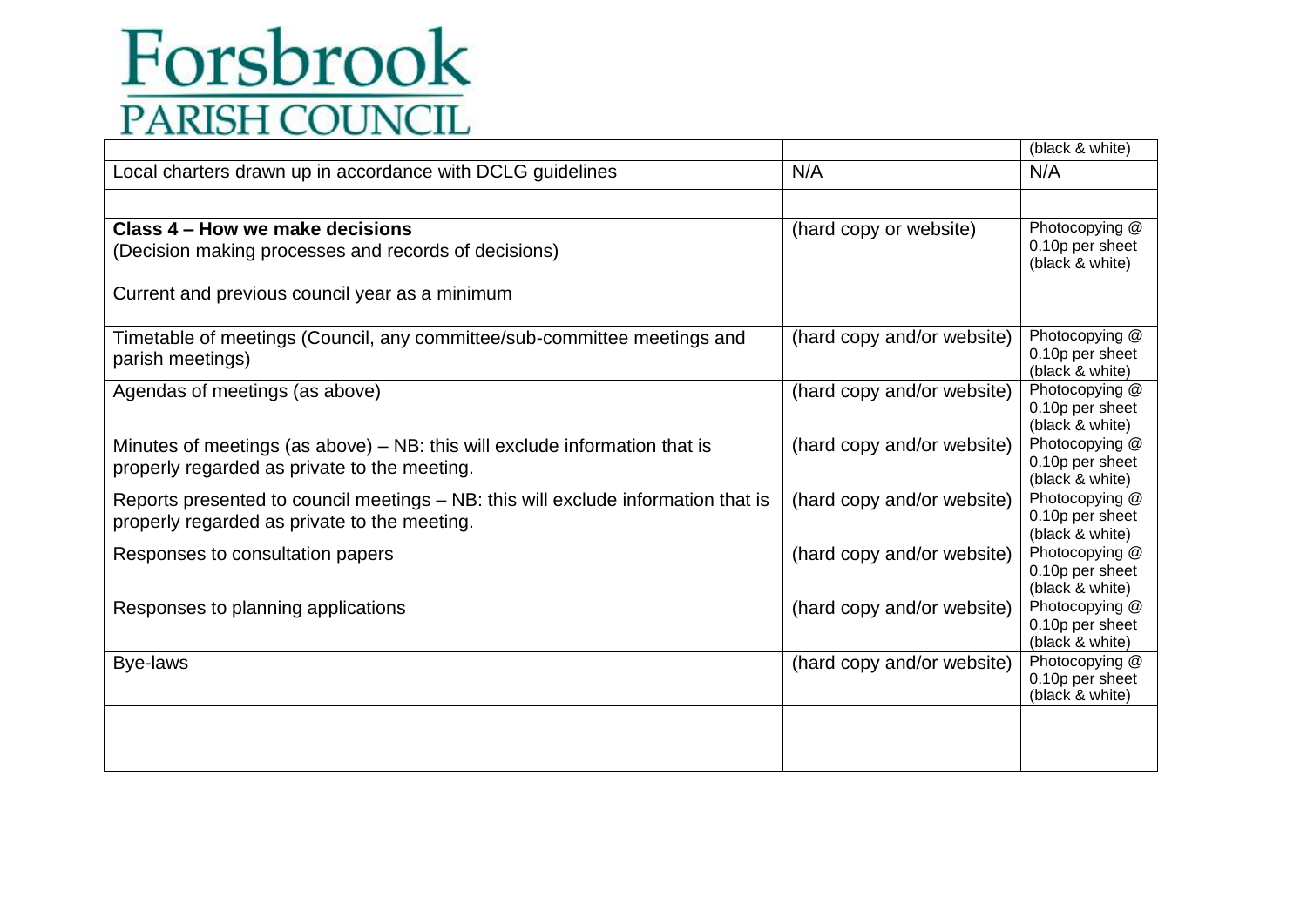# Forsbrook PARISH COUNCIL

| | | |
|---|---|---|
| | | (black & white) |
| Local charters drawn up in accordance with DCLG guidelines | N/A | N/A |
| | | |
| **Class 4 – How we make decisions**<br>(Decision making processes and records of decisions)<br><br>Current and previous council year as a minimum | (hard copy or website) | Photocopying @ 0.10p per sheet (black & white) |
| Timetable of meetings (Council, any committee/sub-committee meetings and parish meetings) | (hard copy and/or website) | Photocopying @ 0.10p per sheet (black & white) |
| Agendas of meetings (as above) | (hard copy and/or website) | Photocopying @ 0.10p per sheet (black & white) |
| Minutes of meetings (as above) – NB: this will exclude information that is properly regarded as private to the meeting. | (hard copy and/or website) | Photocopying @ 0.10p per sheet (black & white) |
| Reports presented to council meetings – NB: this will exclude information that is properly regarded as private to the meeting. | (hard copy and/or website) | Photocopying @ 0.10p per sheet (black & white) |
| Responses to consultation papers | (hard copy and/or website) | Photocopying @ 0.10p per sheet (black & white) |
| Responses to planning applications | (hard copy and/or website) | Photocopying @ 0.10p per sheet (black & white) |
| Bye-laws | (hard copy and/or website) | Photocopying @ 0.10p per sheet (black & white) |
| | | |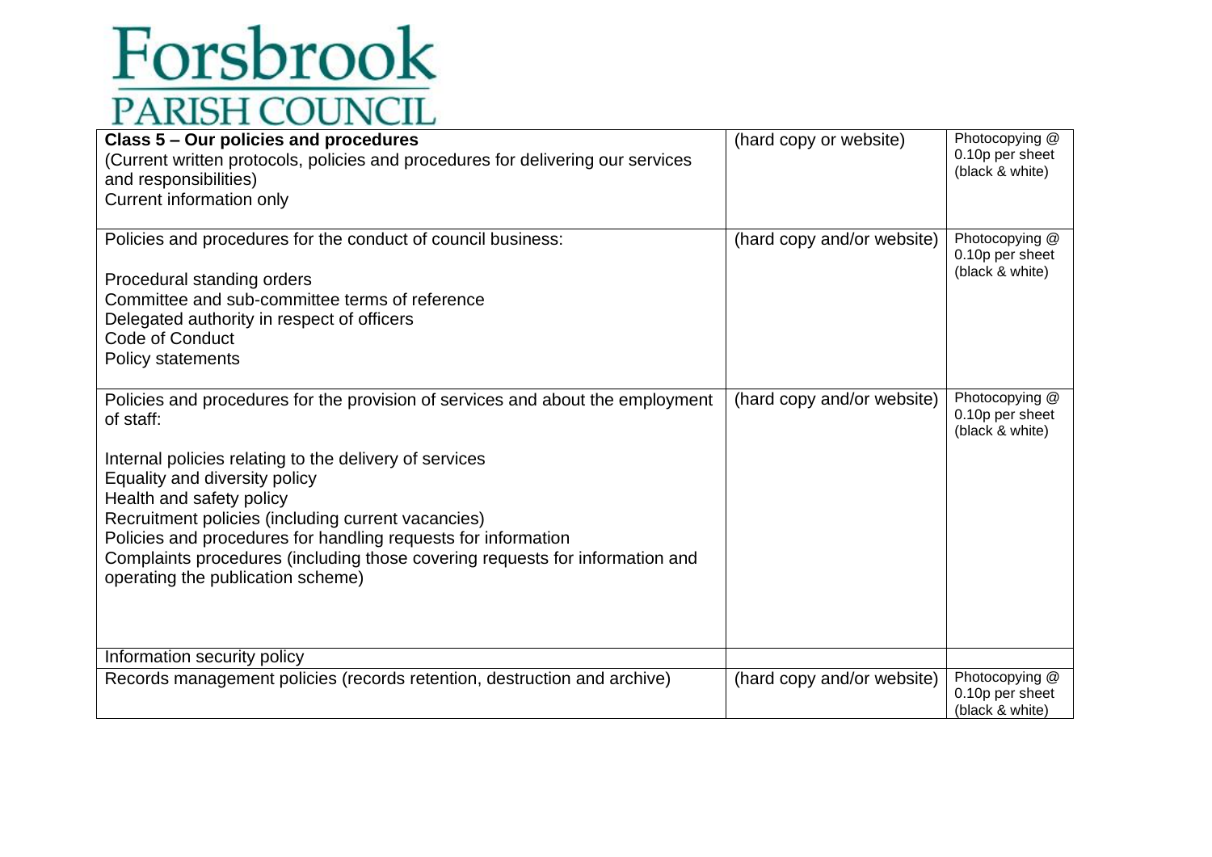# Forsbrook PARISH COUNCIL

| **Class 5 – Our policies and procedures**<br>(Current written protocols, policies and procedures for delivering our services and responsibilities)<br>Current information only | (hard copy or website) | Photocopying @ 0.10p per sheet (black & white) |
|---|---|---|
| Policies and procedures for the conduct of council business:<br><br>Procedural standing orders<br>Committee and sub-committee terms of reference<br>Delegated authority in respect of officers<br>Code of Conduct<br>Policy statements | (hard copy and/or website) | Photocopying @ 0.10p per sheet (black & white) |
| Policies and procedures for the provision of services and about the employment of staff:<br><br>Internal policies relating to the delivery of services<br>Equality and diversity policy<br>Health and safety policy<br>Recruitment policies (including current vacancies)<br>Policies and procedures for handling requests for information<br>Complaints procedures (including those covering requests for information and operating the publication scheme) | (hard copy and/or website) | Photocopying @ 0.10p per sheet (black & white) |
| Information security policy | | |
| Records management policies (records retention, destruction and archive) | (hard copy and/or website) | Photocopying @ 0.10p per sheet (black & white) |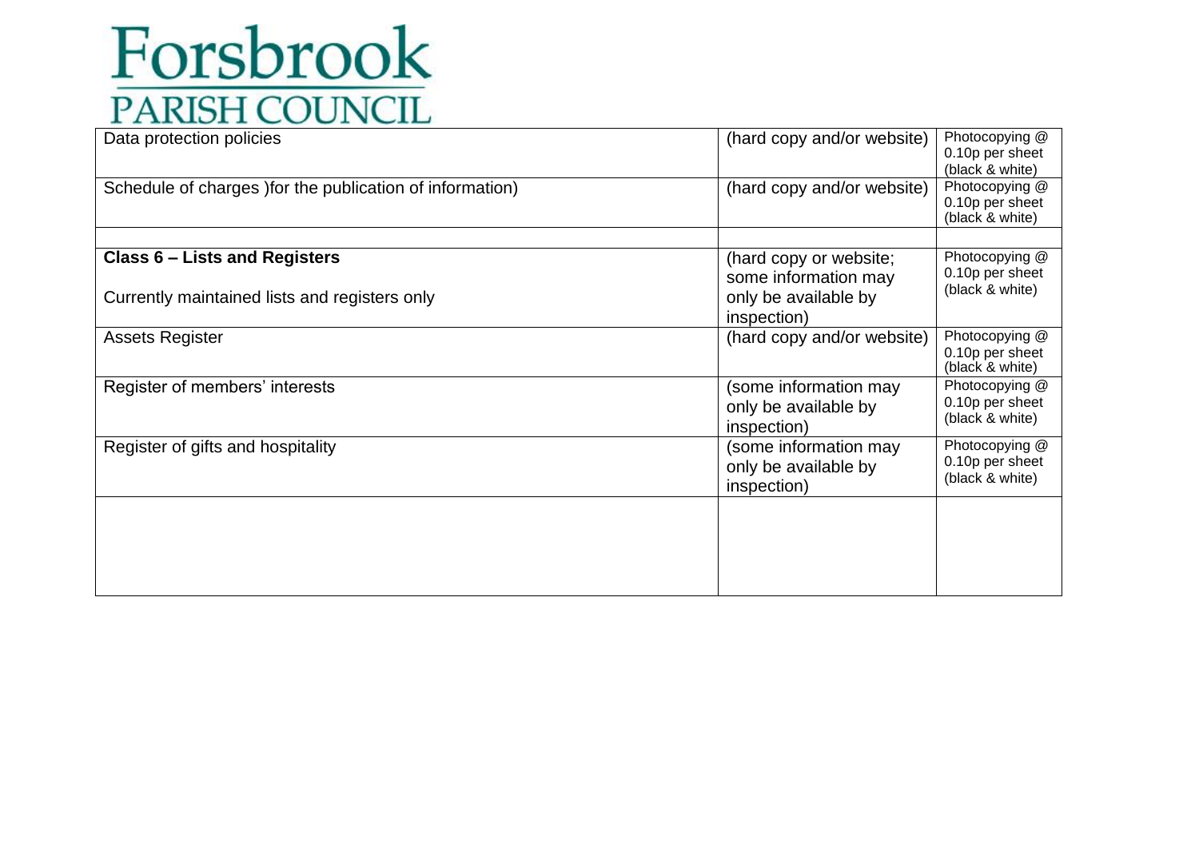# Forsbrook PARISH COUNCIL

| | | |
|---|---|---|
| Data protection policies | (hard copy and/or website) | Photocopying @ 0.10p per sheet (black & white) |
| Schedule of charges )for the publication of information) | (hard copy and/or website) | Photocopying @ 0.10p per sheet (black & white) |
| | | |
| **Class 6 – Lists and Registers**<br><br>Currently maintained lists and registers only | (hard copy or website; some information may only be available by inspection) | Photocopying @ 0.10p per sheet (black & white) |
| Assets Register | (hard copy and/or website) | Photocopying @ 0.10p per sheet (black & white) |
| Register of members' interests | (some information may only be available by inspection) | Photocopying @ 0.10p per sheet (black & white) |
| Register of gifts and hospitality | (some information may only be available by inspection) | Photocopying @ 0.10p per sheet (black & white) |
| | | |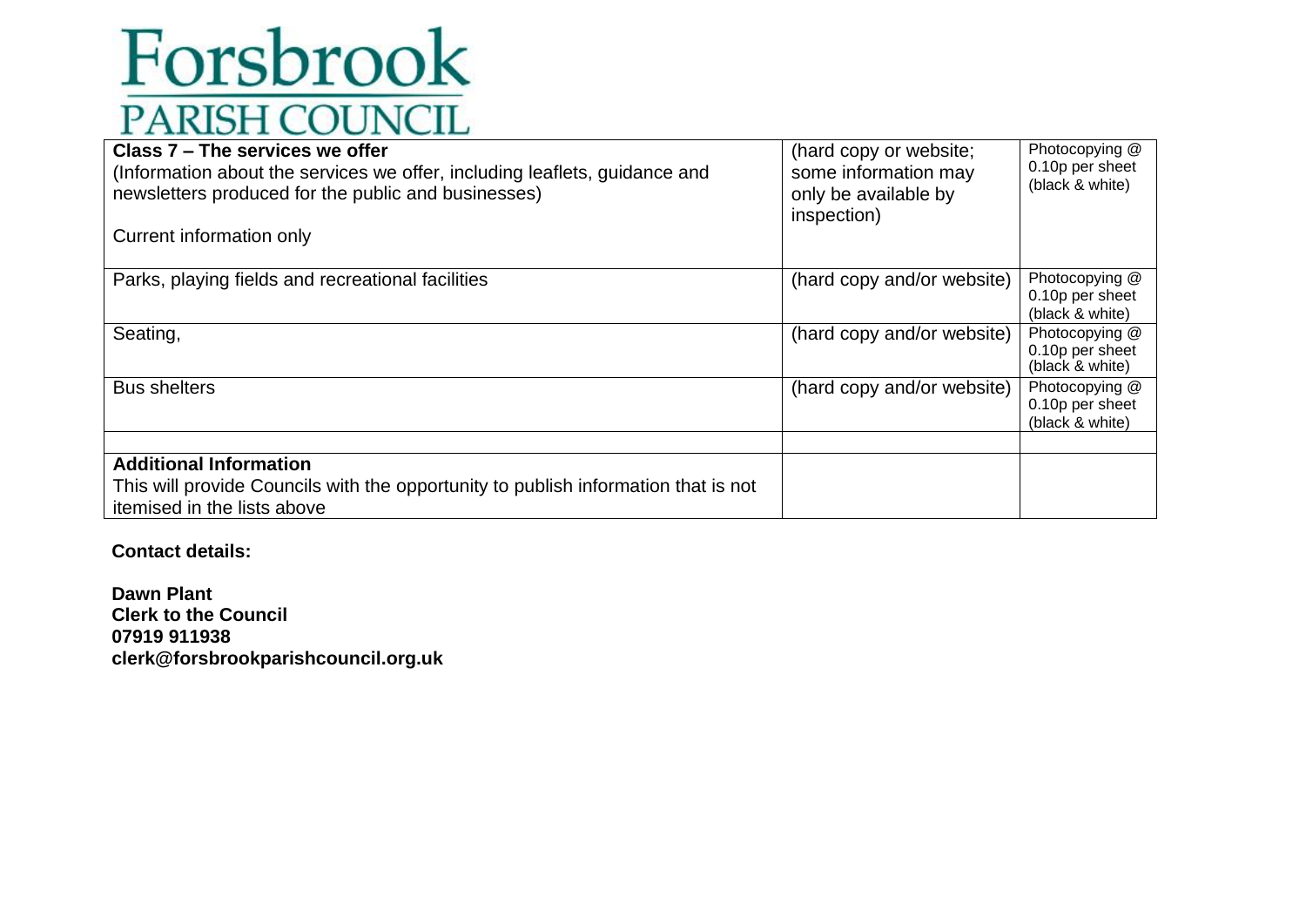# Forsbrook
## PARISH COUNCIL

| **Class 7 – The services we offer**<br>(Information about the services we offer, including leaflets, guidance and newsletters produced for the public and businesses)<br><br>Current information only | (hard copy or website; some information may only be available by inspection) | Photocopying @ 0.10p per sheet (black & white) |
|---|---|---|
| Parks, playing fields and recreational facilities | (hard copy and/or website) | Photocopying @ 0.10p per sheet (black & white) |
| Seating, | (hard copy and/or website) | Photocopying @ 0.10p per sheet (black & white) |
| Bus shelters | (hard copy and/or website) | Photocopying @ 0.10p per sheet (black & white) |
| | | |
| **Additional Information**<br>This will provide Councils with the opportunity to publish information that is not itemised in the lists above | | |

**Contact details:**

**Dawn Plant**
**Clerk to the Council**
**07919 911938**
**clerk@forsbrookparishcouncil.org.uk**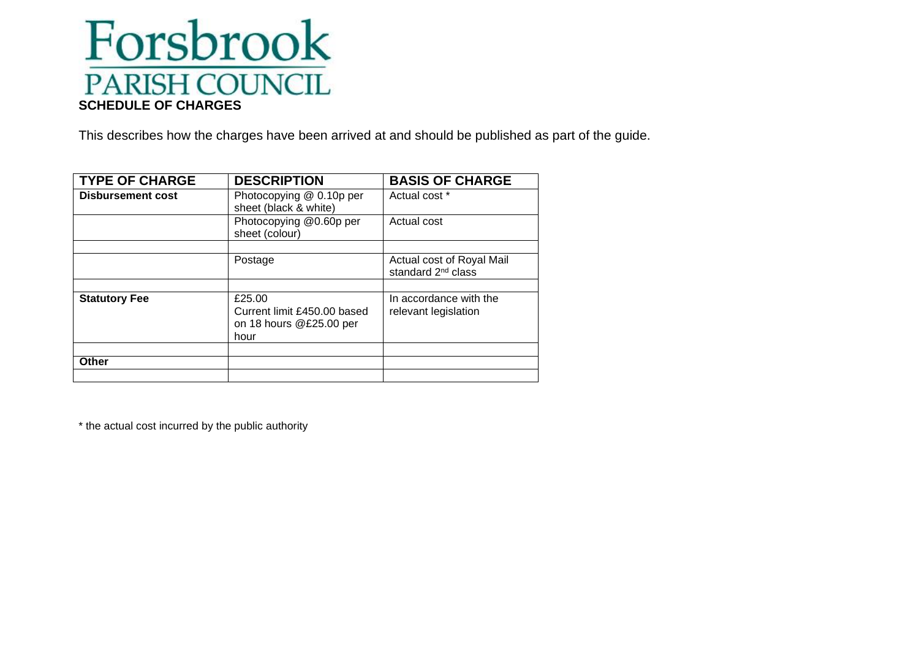# Forsbrook

## PARISH COUNCIL

**SCHEDULE OF CHARGES**

This describes how the charges have been arrived at and should be published as part of the guide.

| TYPE OF CHARGE | DESCRIPTION | BASIS OF CHARGE |
|---|---|---|
| **Disbursement cost** | Photocopying @ 0.10p per sheet (black & white) | Actual cost * |
| | Photocopying @0.60p per sheet (colour) | Actual cost |
| | | |
| | Postage | Actual cost of Royal Mail standard 2nd class |
| | | |
| **Statutory Fee** | £25.00 Current limit £450.00 based on 18 hours @£25.00 per hour | In accordance with the relevant legislation |
| | | |
| **Other** | | |
| | | |

* the actual cost incurred by the public authority